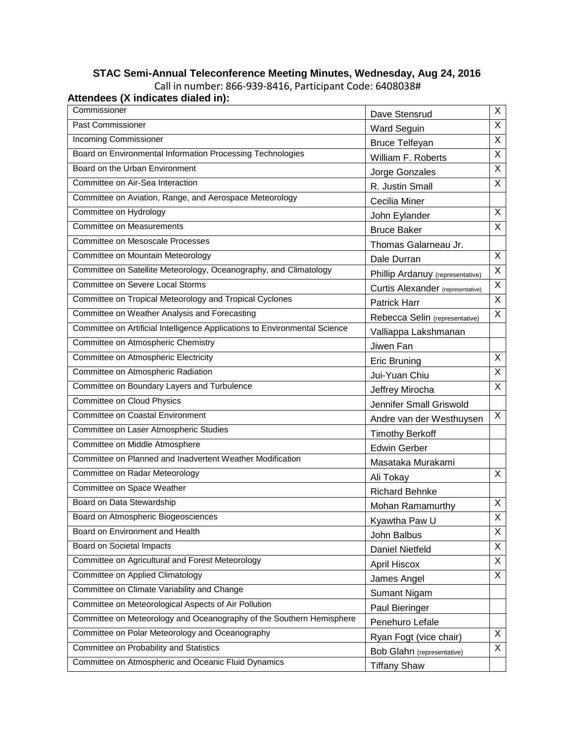# STAC Semi-Annual Teleconference Meeting Minutes, Wednesday, Aug 24, 2016

Call in number: 866-939-8416, Participant Code: 6408038#

**Attendees (X indicates dialed in):**

| Commissioner | Dave Stensrud | X |
|---|---|---|
| Past Commissioner | Ward Seguin | X |
| Incoming Commissioner | Bruce Telfeyan | X |
| Board on Environmental Information Processing Technologies | William F. Roberts | X |
| Board on the Urban Environment | Jorge Gonzales | X |
| Committee on Air-Sea Interaction | R. Justin Small | X |
| Committee on Aviation, Range, and Aerospace Meteorology | Cecilia Miner | |
| Committee on Hydrology | John Eylander | X |
| Committee on Measurements | Bruce Baker | X |
| Committee on Mesoscale Processes | Thomas Galarneau Jr. | |
| Committee on Mountain Meteorology | Dale Durran | X |
| Committee on Satellite Meteorology, Oceanography, and Climatology | Phillip Ardanuy (representative) | X |
| Committee on Severe Local Storms | Curtis Alexander (representative) | X |
| Committee on Tropical Meteorology and Tropical Cyclones | Patrick Harr | X |
| Committee on Weather Analysis and Forecasting | Rebecca Selin (representative) | X |
| Committee on Artificial Intelligence Applications to Environmental Science | Valliappa Lakshmanan | |
| Committee on Atmospheric Chemistry | Jiwen Fan | |
| Committee on Atmospheric Electricity | Eric Bruning | X |
| Committee on Atmospheric Radiation | Jui-Yuan Chiu | X |
| Committee on Boundary Layers and Turbulence | Jeffrey Mirocha | X |
| Committee on Cloud Physics | Jennifer Small Griswold | |
| Committee on Coastal Environment | Andre van der Westhuysen | X |
| Committee on Laser Atmospheric Studies | Timothy Berkoff | |
| Committee on Middle Atmosphere | Edwin Gerber | |
| Committee on Planned and Inadvertent Weather Modification | Masataka Murakami | |
| Committee on Radar Meteorology | Ali Tokay | X |
| Committee on Space Weather | Richard Behnke | |
| Board on Data Stewardship | Mohan Ramamurthy | X |
| Board on Atmospheric Biogeosciences | Kyawtha Paw U | X |
| Board on Environment and Health | John Balbus | X |
| Board on Societal Impacts | Daniel Nietfeld | X |
| Committee on Agricultural and Forest Meteorology | April Hiscox | X |
| Committee on Applied Climatology | James Angel | X |
| Committee on Climate Variability and Change | Sumant Nigam | |
| Committee on Meteorological Aspects of Air Pollution | Paul Bieringer | |
| Committee on Meteorology and Oceanography of the Southern Hemisphere | Penehuro Lefale | |
| Committee on Polar Meteorology and Oceanography | Ryan Fogt (vice chair) | X |
| Committee on Probability and Statistics | Bob Glahn (representative) | X |
| Committee on Atmospheric and Oceanic Fluid Dynamics | Tiffany Shaw | |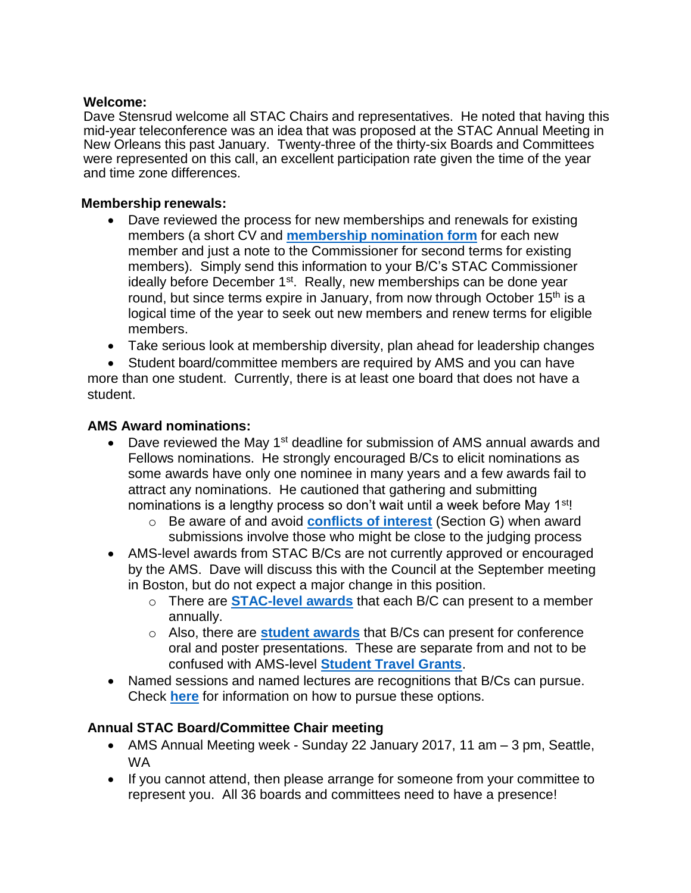**Welcome:**

Dave Stensrud welcome all STAC Chairs and representatives. He noted that having this mid-year teleconference was an idea that was proposed at the STAC Annual Meeting in New Orleans this past January. Twenty-three of the thirty-six Boards and Committees were represented on this call, an excellent participation rate given the time of the year and time zone differences.

**Membership renewals:**

- Dave reviewed the process for new memberships and renewals for existing members (a short CV and **membership nomination form** for each new member and just a note to the Commissioner for second terms for existing members). Simply send this information to your B/C's STAC Commissioner ideally before December 1st. Really, new memberships can be done year round, but since terms expire in January, from now through October 15th is a logical time of the year to seek out new members and renew terms for eligible members.
- Take serious look at membership diversity, plan ahead for leadership changes
- Student board/committee members are required by AMS and you can have more than one student. Currently, there is at least one board that does not have a student.

**AMS Award nominations:**

- Dave reviewed the May 1st deadline for submission of AMS annual awards and Fellows nominations. He strongly encouraged B/Cs to elicit nominations as some awards have only one nominee in many years and a few awards fail to attract any nominations. He cautioned that gathering and submitting nominations is a lengthy process so don't wait until a week before May 1st!
  - Be aware of and avoid **conflicts of interest** (Section G) when award submissions involve those who might be close to the judging process
- AMS-level awards from STAC B/Cs are not currently approved or encouraged by the AMS. Dave will discuss this with the Council at the September meeting in Boston, but do not expect a major change in this position.
  - There are **STAC-level awards** that each B/C can present to a member annually.
  - Also, there are **student awards** that B/Cs can present for conference oral and poster presentations. These are separate from and not to be confused with AMS-level **Student Travel Grants**.
- Named sessions and named lectures are recognitions that B/Cs can pursue. Check **here** for information on how to pursue these options.

**Annual STAC Board/Committee Chair meeting**

- AMS Annual Meeting week - Sunday 22 January 2017, 11 am – 3 pm, Seattle, WA
- If you cannot attend, then please arrange for someone from your committee to represent you. All 36 boards and committees need to have a presence!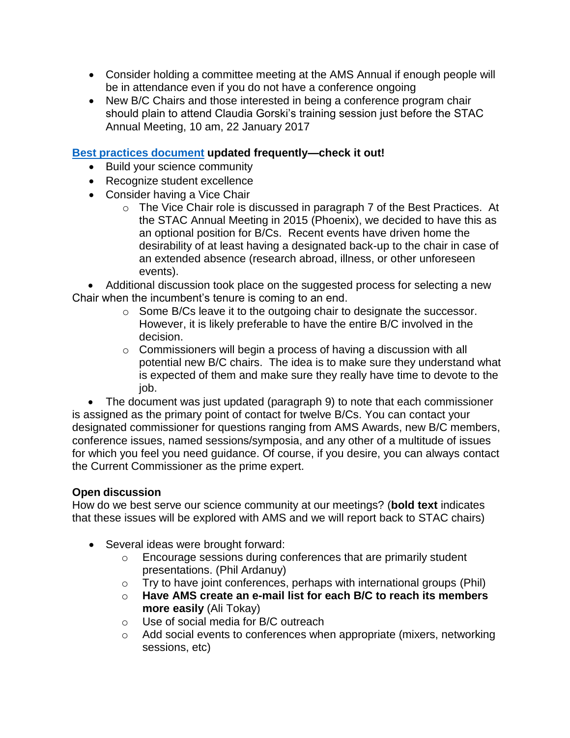- Consider holding a committee meeting at the AMS Annual if enough people will be in attendance even if you do not have a conference ongoing
- New B/C Chairs and those interested in being a conference program chair should plain to attend Claudia Gorski's training session just before the STAC Annual Meeting, 10 am, 22 January 2017

**[Best practices document](#) updated frequently—check it out!**

- Build your science community
- Recognize student excellence
- Consider having a Vice Chair
  - The Vice Chair role is discussed in paragraph 7 of the Best Practices. At the STAC Annual Meeting in 2015 (Phoenix), we decided to have this as an optional position for B/Cs. Recent events have driven home the desirability of at least having a designated back-up to the chair in case of an extended absence (research abroad, illness, or other unforeseen events).
- Additional discussion took place on the suggested process for selecting a new Chair when the incumbent's tenure is coming to an end.
  - Some B/Cs leave it to the outgoing chair to designate the successor. However, it is likely preferable to have the entire B/C involved in the decision.
  - Commissioners will begin a process of having a discussion with all potential new B/C chairs. The idea is to make sure they understand what is expected of them and make sure they really have time to devote to the job.
- The document was just updated (paragraph 9) to note that each commissioner is assigned as the primary point of contact for twelve B/Cs. You can contact your designated commissioner for questions ranging from AMS Awards, new B/C members, conference issues, named sessions/symposia, and any other of a multitude of issues for which you feel you need guidance. Of course, if you desire, you can always contact the Current Commissioner as the prime expert.

**Open discussion**

How do we best serve our science community at our meetings? (**bold text** indicates that these issues will be explored with AMS and we will report back to STAC chairs)

- Several ideas were brought forward:
  - Encourage sessions during conferences that are primarily student presentations. (Phil Ardanuy)
  - Try to have joint conferences, perhaps with international groups (Phil)
  - **Have AMS create an e-mail list for each B/C to reach its members more easily** (Ali Tokay)
  - Use of social media for B/C outreach
  - Add social events to conferences when appropriate (mixers, networking sessions, etc)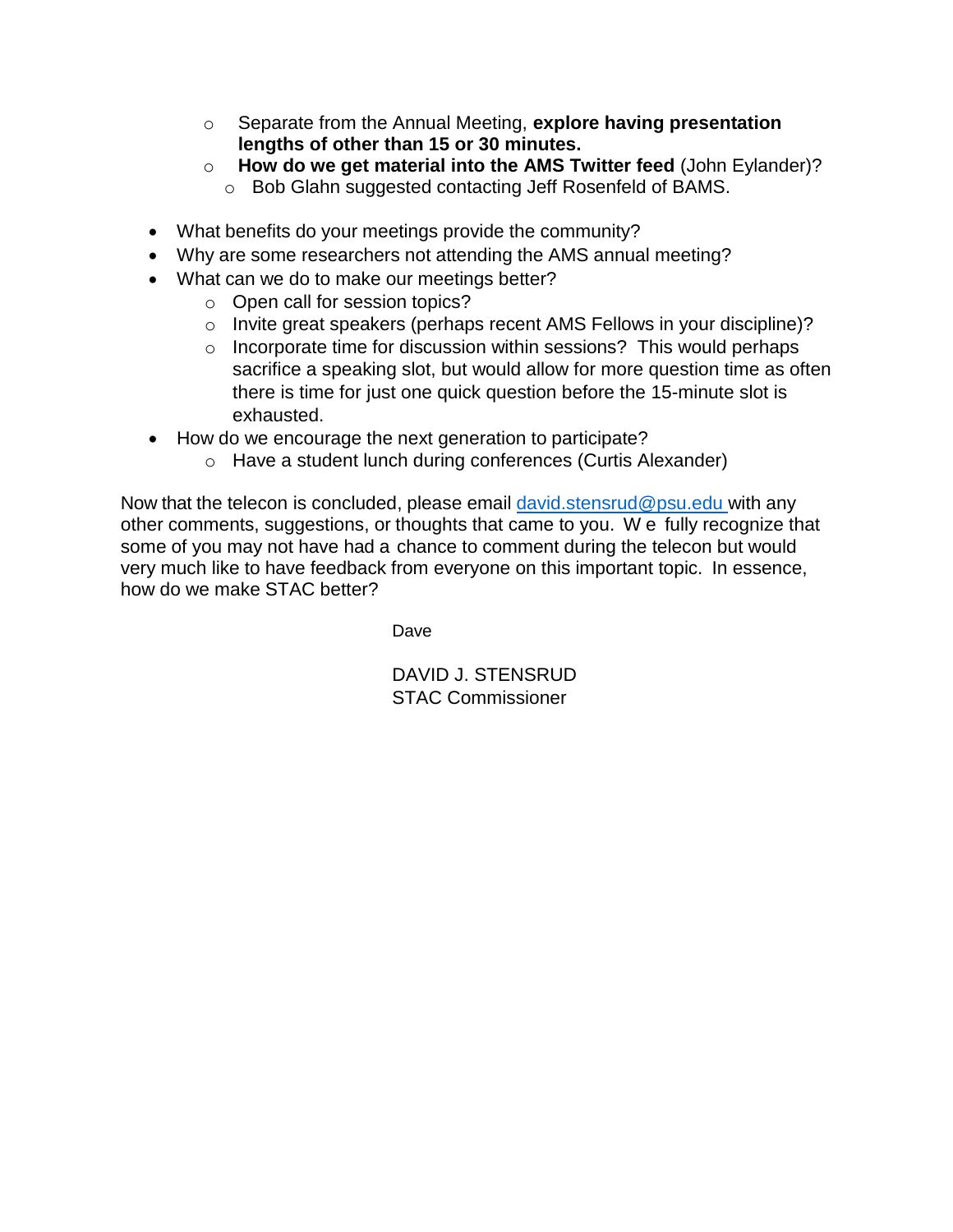- Separate from the Annual Meeting, **explore having presentation lengths of other than 15 or 30 minutes.**
- **How do we get material into the AMS Twitter feed** (John Eylander)?
  - Bob Glahn suggested contacting Jeff Rosenfeld of BAMS.

- What benefits do your meetings provide the community?
- Why are some researchers not attending the AMS annual meeting?
- What can we do to make our meetings better?
  - Open call for session topics?
  - Invite great speakers (perhaps recent AMS Fellows in your discipline)?
  - Incorporate time for discussion within sessions? This would perhaps sacrifice a speaking slot, but would allow for more question time as often there is time for just one quick question before the 15-minute slot is exhausted.
- How do we encourage the next generation to participate?
  - Have a student lunch during conferences (Curtis Alexander)

Now that the telecon is concluded, please email david.stensrud@psu.edu with any other comments, suggestions, or thoughts that came to you. We fully recognize that some of you may not have had a chance to comment during the telecon but would very much like to have feedback from everyone on this important topic. In essence, how do we make STAC better?

Dave

DAVID J. STENSRUD
STAC Commissioner